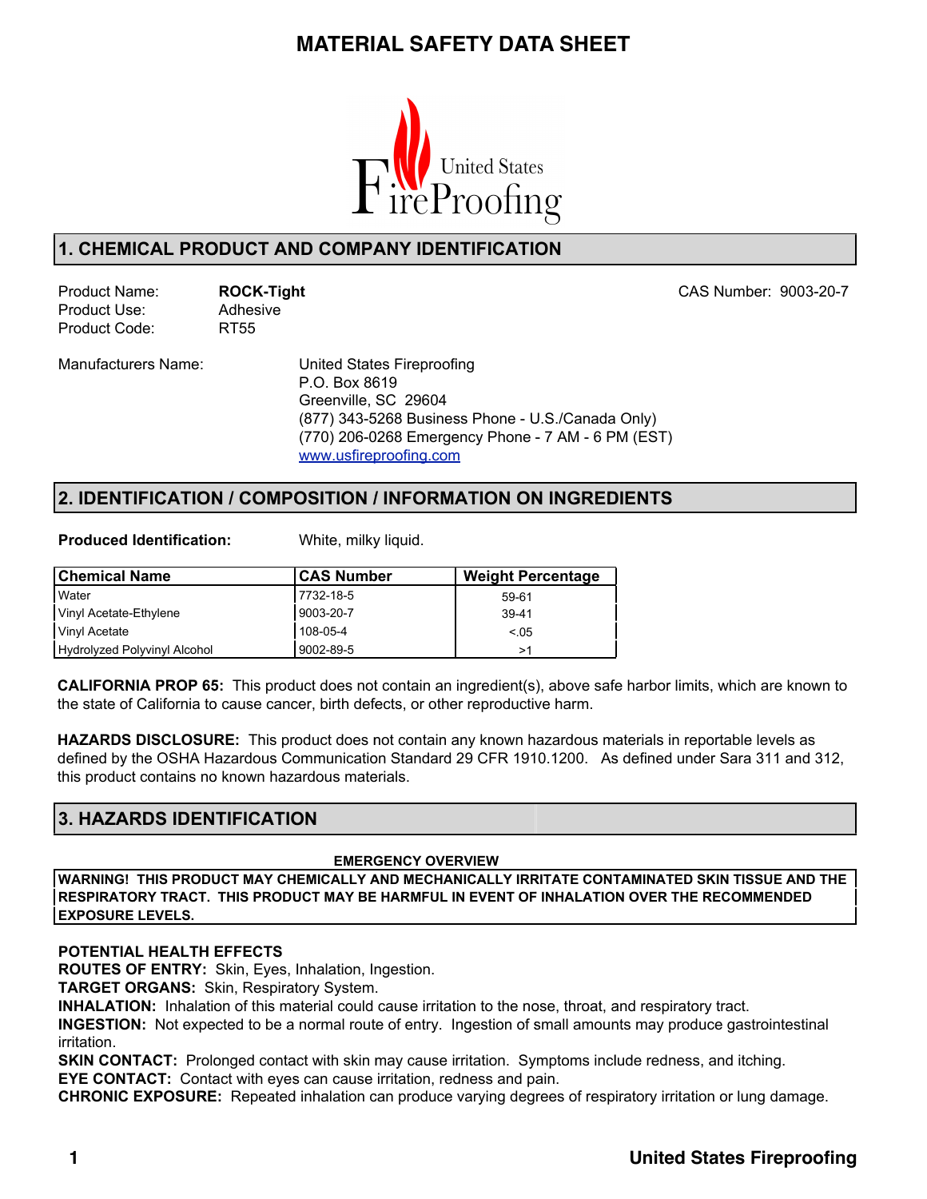# MATERIAL SAFETY DATA SHEET

United States FireProofing

## 1. CHEMICAL PRODUCT AND COMPANY IDENTIFICATION

Product Name: **ROCK-Tight**
Product Use: Adhesive
Product Code: RT55

CAS Number: 9003-20-7

Manufacturers Name: United States Fireproofing
P.O. Box 8619
Greenville, SC 29604
(877) 343-5268 Business Phone - U.S./Canada Only)
(770) 206-0268 Emergency Phone - 7 AM - 6 PM (EST)
www.usfireproofing.com

## 2. IDENTIFICATION / COMPOSITION / INFORMATION ON INGREDIENTS

**Produced Identification:** White, milky liquid.

| Chemical Name | CAS Number | Weight Percentage |
|---|---|---|
| Water | 7732-18-5 | 59-61 |
| Vinyl Acetate-Ethylene | 9003-20-7 | 39-41 |
| Vinyl Acetate | 108-05-4 | <.05 |
| Hydrolyzed Polyvinyl Alcohol | 9002-89-5 | >1 |

**CALIFORNIA PROP 65:** This product does not contain an ingredient(s), above safe harbor limits, which are known to the state of California to cause cancer, birth defects, or other reproductive harm.

**HAZARDS DISCLOSURE:** This product does not contain any known hazardous materials in reportable levels as defined by the OSHA Hazardous Communication Standard 29 CFR 1910.1200. As defined under Sara 311 and 312, this product contains no known hazardous materials.

## 3. HAZARDS IDENTIFICATION

**EMERGENCY OVERVIEW**

**WARNING! THIS PRODUCT MAY CHEMICALLY AND MECHANICALLY IRRITATE CONTAMINATED SKIN TISSUE AND THE RESPIRATORY TRACT. THIS PRODUCT MAY BE HARMFUL IN EVENT OF INHALATION OVER THE RECOMMENDED EXPOSURE LEVELS.**

**POTENTIAL HEALTH EFFECTS**
**ROUTES OF ENTRY:** Skin, Eyes, Inhalation, Ingestion.
**TARGET ORGANS:** Skin, Respiratory System.
**INHALATION:** Inhalation of this material could cause irritation to the nose, throat, and respiratory tract.
**INGESTION:** Not expected to be a normal route of entry. Ingestion of small amounts may produce gastrointestinal irritation.
**SKIN CONTACT:** Prolonged contact with skin may cause irritation. Symptoms include redness, and itching.
**EYE CONTACT:** Contact with eyes can cause irritation, redness and pain.
**CHRONIC EXPOSURE:** Repeated inhalation can produce varying degrees of respiratory irritation or lung damage.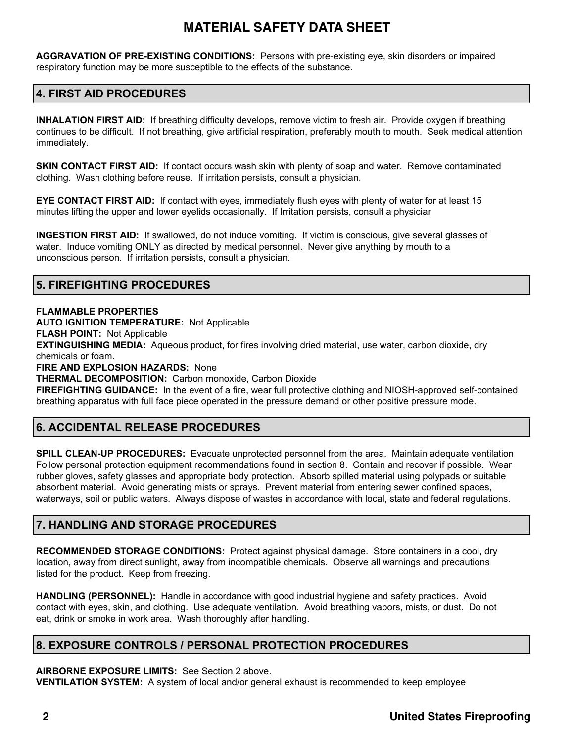# MATERIAL SAFETY DATA SHEET

**AGGRAVATION OF PRE-EXISTING CONDITIONS:** Persons with pre-existing eye, skin disorders or impaired respiratory function may be more susceptible to the effects of the substance.

## 4. FIRST AID PROCEDURES

**INHALATION FIRST AID:** If breathing difficulty develops, remove victim to fresh air. Provide oxygen if breathing continues to be difficult. If not breathing, give artificial respiration, preferably mouth to mouth. Seek medical attention immediately.

**SKIN CONTACT FIRST AID:** If contact occurs wash skin with plenty of soap and water. Remove contaminated clothing. Wash clothing before reuse. If irritation persists, consult a physician.

**EYE CONTACT FIRST AID:** If contact with eyes, immediately flush eyes with plenty of water for at least 15 minutes lifting the upper and lower eyelids occasionally. If Irritation persists, consult a physiciar

**INGESTION FIRST AID:** If swallowed, do not induce vomiting. If victim is conscious, give several glasses of water. Induce vomiting ONLY as directed by medical personnel. Never give anything by mouth to a unconscious person. If irritation persists, consult a physician.

## 5. FIREFIGHTING PROCEDURES

**FLAMMABLE PROPERTIES**
**AUTO IGNITION TEMPERATURE:** Not Applicable
**FLASH POINT:** Not Applicable
**EXTINGUISHING MEDIA:** Aqueous product, for fires involving dried material, use water, carbon dioxide, dry chemicals or foam.
**FIRE AND EXPLOSION HAZARDS:** None
**THERMAL DECOMPOSITION:** Carbon monoxide, Carbon Dioxide
**FIREFIGHTING GUIDANCE:** In the event of a fire, wear full protective clothing and NIOSH-approved self-contained breathing apparatus with full face piece operated in the pressure demand or other positive pressure mode.

## 6. ACCIDENTAL RELEASE PROCEDURES

**SPILL CLEAN-UP PROCEDURES:** Evacuate unprotected personnel from the area. Maintain adequate ventilation Follow personal protection equipment recommendations found in section 8. Contain and recover if possible. Wear rubber gloves, safety glasses and appropriate body protection. Absorb spilled material using polypads or suitable absorbent material. Avoid generating mists or sprays. Prevent material from entering sewer confined spaces, waterways, soil or public waters. Always dispose of wastes in accordance with local, state and federal regulations.

## 7. HANDLING AND STORAGE PROCEDURES

**RECOMMENDED STORAGE CONDITIONS:** Protect against physical damage. Store containers in a cool, dry location, away from direct sunlight, away from incompatible chemicals. Observe all warnings and precautions listed for the product. Keep from freezing.

**HANDLING (PERSONNEL):** Handle in accordance with good industrial hygiene and safety practices. Avoid contact with eyes, skin, and clothing. Use adequate ventilation. Avoid breathing vapors, mists, or dust. Do not eat, drink or smoke in work area. Wash thoroughly after handling.

## 8. EXPOSURE CONTROLS / PERSONAL PROTECTION PROCEDURES

**AIRBORNE EXPOSURE LIMITS:** See Section 2 above.
**VENTILATION SYSTEM:** A system of local and/or general exhaust is recommended to keep employee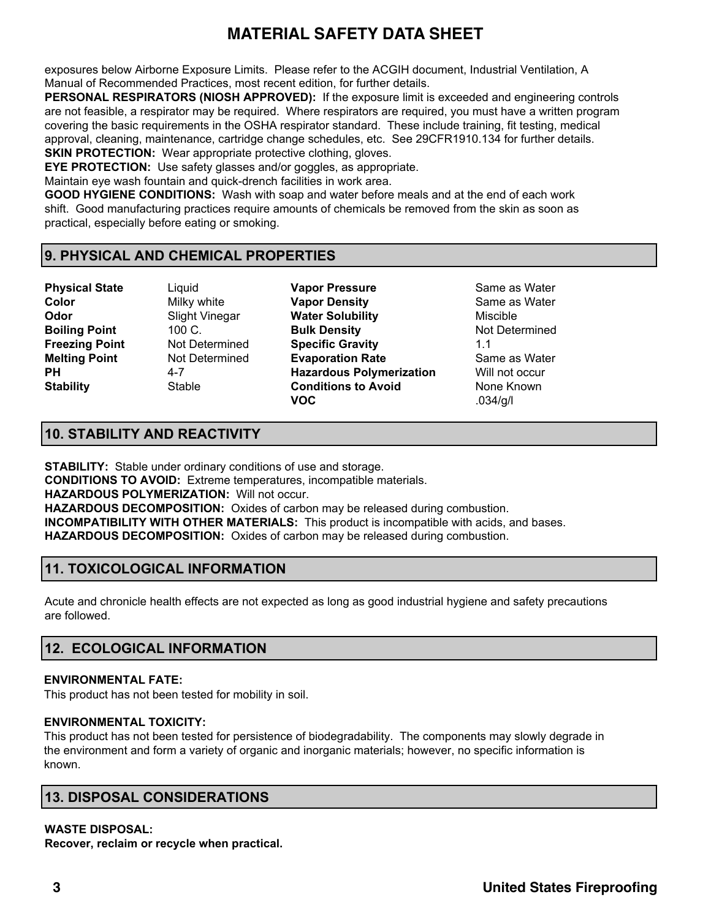# MATERIAL SAFETY DATA SHEET

exposures below Airborne Exposure Limits. Please refer to the ACGIH document, Industrial Ventilation, A Manual of Recommended Practices, most recent edition, for further details.

**PERSONAL RESPIRATORS (NIOSH APPROVED):** If the exposure limit is exceeded and engineering controls are not feasible, a respirator may be required. Where respirators are required, you must have a written program covering the basic requirements in the OSHA respirator standard. These include training, fit testing, medical approval, cleaning, maintenance, cartridge change schedules, etc. See 29CFR1910.134 for further details.

**SKIN PROTECTION:** Wear appropriate protective clothing, gloves.

**EYE PROTECTION:** Use safety glasses and/or goggles, as appropriate.

Maintain eye wash fountain and quick-drench facilities in work area.

**GOOD HYGIENE CONDITIONS:** Wash with soap and water before meals and at the end of each work shift. Good manufacturing practices require amounts of chemicals be removed from the skin as soon as practical, especially before eating or smoking.

## 9. PHYSICAL AND CHEMICAL PROPERTIES

| | | | |
|---|---|---|---|
| **Physical State** | Liquid | **Vapor Pressure** | Same as Water |
| **Color** | Milky white | **Vapor Density** | Same as Water |
| **Odor** | Slight Vinegar | **Water Solubility** | Miscible |
| **Boiling Point** | 100 C. | **Bulk Density** | Not Determined |
| **Freezing Point** | Not Determined | **Specific Gravity** | 1.1 |
| **Melting Point** | Not Determined | **Evaporation Rate** | Same as Water |
| **PH** | 4-7 | **Hazardous Polymerization** | Will not occur |
| **Stability** | Stable | **Conditions to Avoid** | None Known |
| | | **VOC** | .034/g/l |

## 10. STABILITY AND REACTIVITY

**STABILITY:** Stable under ordinary conditions of use and storage.

**CONDITIONS TO AVOID:** Extreme temperatures, incompatible materials.

**HAZARDOUS POLYMERIZATION:** Will not occur.

**HAZARDOUS DECOMPOSITION:** Oxides of carbon may be released during combustion.

**INCOMPATIBILITY WITH OTHER MATERIALS:** This product is incompatible with acids, and bases.

**HAZARDOUS DECOMPOSITION:** Oxides of carbon may be released during combustion.

## 11. TOXICOLOGICAL INFORMATION

Acute and chronicle health effects are not expected as long as good industrial hygiene and safety precautions are followed.

## 12. ECOLOGICAL INFORMATION

**ENVIRONMENTAL FATE:**

This product has not been tested for mobility in soil.

**ENVIRONMENTAL TOXICITY:**

This product has not been tested for persistence of biodegradability. The components may slowly degrade in the environment and form a variety of organic and inorganic materials; however, no specific information is known.

## 13. DISPOSAL CONSIDERATIONS

**WASTE DISPOSAL:**

**Recover, reclaim or recycle when practical.**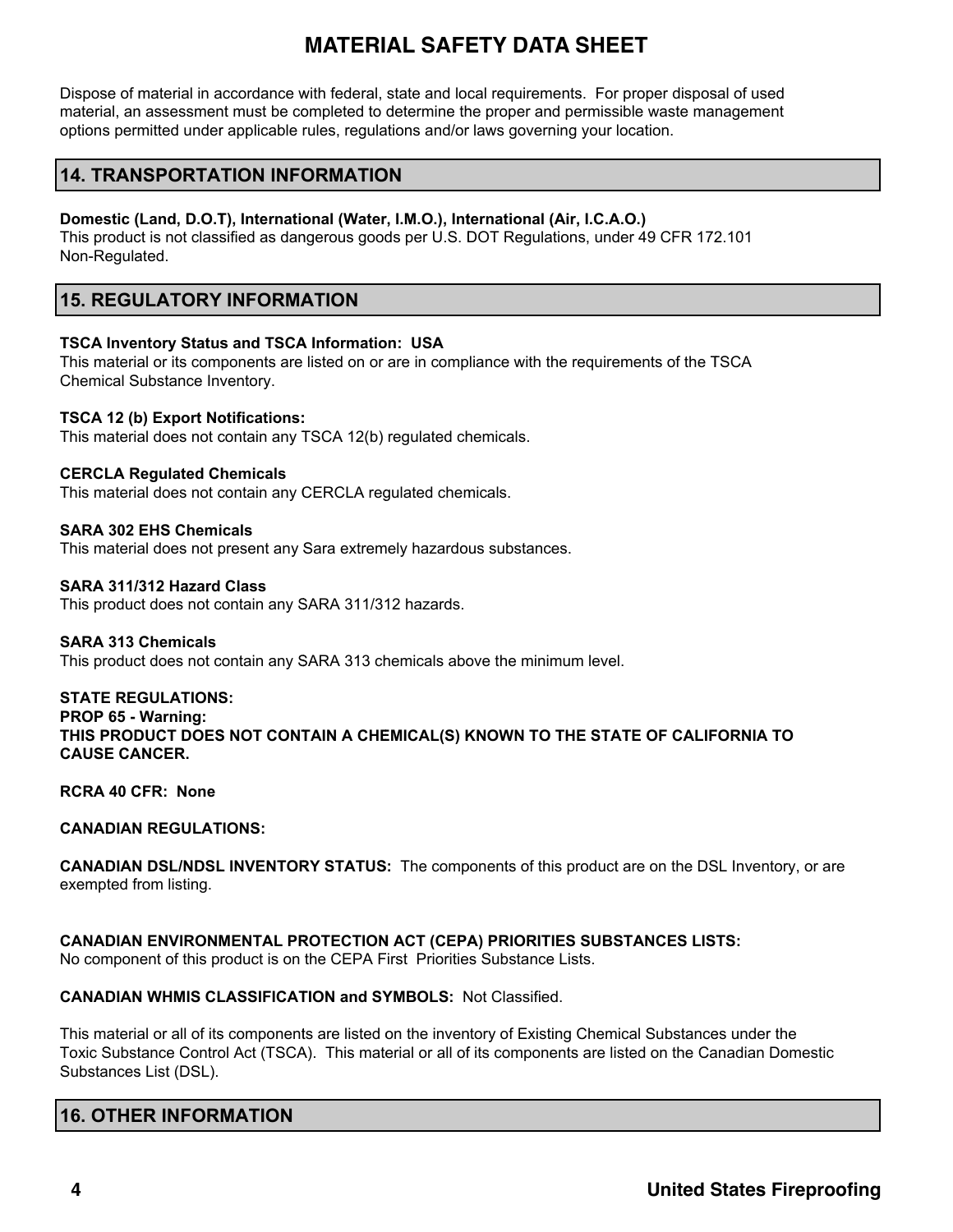# MATERIAL SAFETY DATA SHEET

Dispose of material in accordance with federal, state and local requirements. For proper disposal of used material, an assessment must be completed to determine the proper and permissible waste management options permitted under applicable rules, regulations and/or laws governing your location.

## 14. TRANSPORTATION INFORMATION

**Domestic (Land, D.O.T), International (Water, I.M.O.), International (Air, I.C.A.O.)**
This product is not classified as dangerous goods per U.S. DOT Regulations, under 49 CFR 172.101
Non-Regulated.

## 15. REGULATORY INFORMATION

**TSCA Inventory Status and TSCA Information: USA**
This material or its components are listed on or are in compliance with the requirements of the TSCA Chemical Substance Inventory.

**TSCA 12 (b) Export Notifications:**
This material does not contain any TSCA 12(b) regulated chemicals.

**CERCLA Regulated Chemicals**
This material does not contain any CERCLA regulated chemicals.

**SARA 302 EHS Chemicals**
This material does not present any Sara extremely hazardous substances.

**SARA 311/312 Hazard Class**
This product does not contain any SARA 311/312 hazards.

**SARA 313 Chemicals**
This product does not contain any SARA 313 chemicals above the minimum level.

**STATE REGULATIONS:**
**PROP 65 - Warning:**
**THIS PRODUCT DOES NOT CONTAIN A CHEMICAL(S) KNOWN TO THE STATE OF CALIFORNIA TO CAUSE CANCER.**

**RCRA 40 CFR: None**

**CANADIAN REGULATIONS:**

**CANADIAN DSL/NDSL INVENTORY STATUS:** The components of this product are on the DSL Inventory, or are exempted from listing.

**CANADIAN ENVIRONMENTAL PROTECTION ACT (CEPA) PRIORITIES SUBSTANCES LISTS:**
No component of this product is on the CEPA First Priorities Substance Lists.

**CANADIAN WHMIS CLASSIFICATION and SYMBOLS:** Not Classified.

This material or all of its components are listed on the inventory of Existing Chemical Substances under the Toxic Substance Control Act (TSCA). This material or all of its components are listed on the Canadian Domestic Substances List (DSL).

## 16. OTHER INFORMATION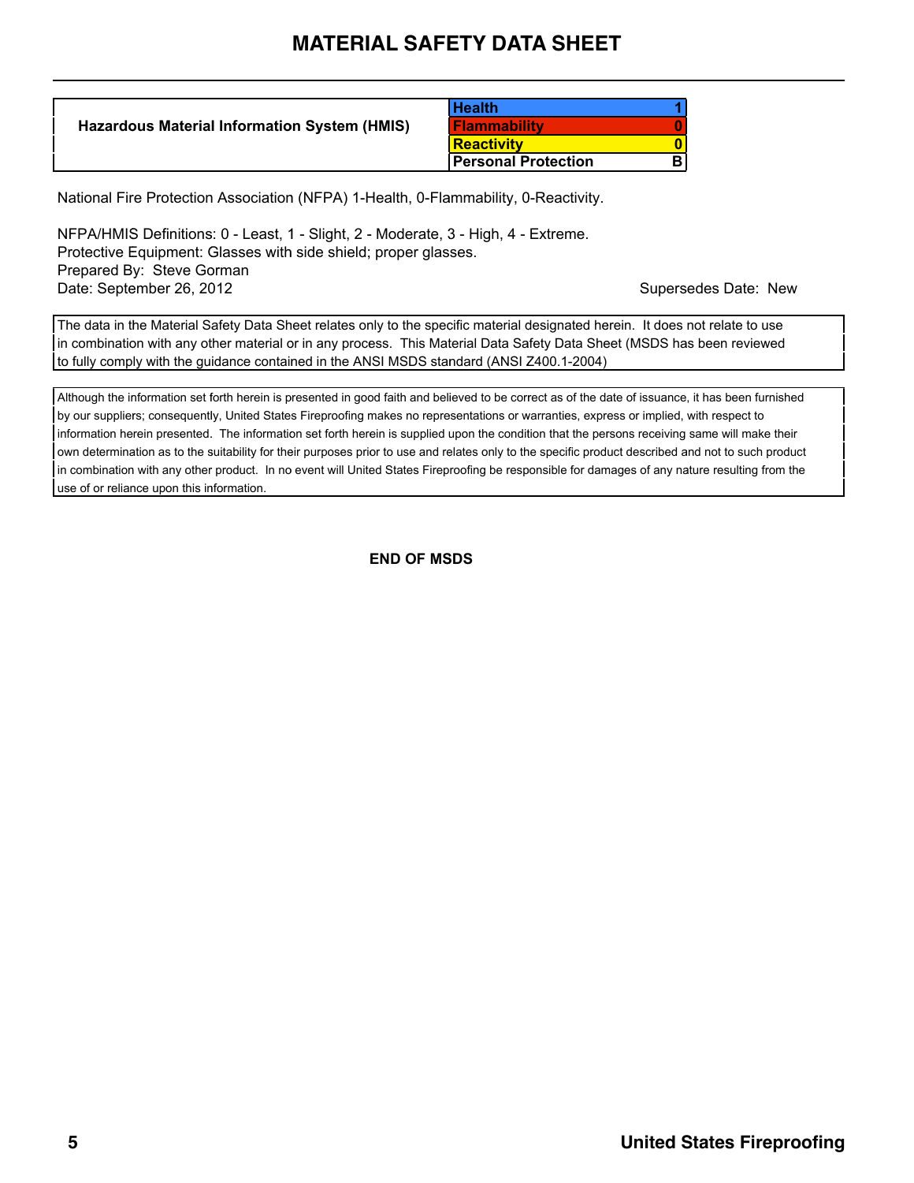# MATERIAL SAFETY DATA SHEET

| Hazardous Material Information System (HMIS) | | |
|---|---|---|
| | Health | 1 |
| | Flammability | 0 |
| | Reactivity | 0 |
| | Personal Protection | B |

National Fire Protection Association (NFPA) 1-Health, 0-Flammability, 0-Reactivity.

NFPA/HMIS Definitions: 0 - Least, 1 - Slight, 2 - Moderate, 3 - High, 4 - Extreme.
Protective Equipment: Glasses with side shield; proper glasses.
Prepared By: Steve Gorman
Date: September 26, 2012

Supersedes Date: New

The data in the Material Safety Data Sheet relates only to the specific material designated herein. It does not relate to use in combination with any other material or in any process. This Material Data Safety Data Sheet (MSDS has been reviewed to fully comply with the guidance contained in the ANSI MSDS standard (ANSI Z400.1-2004)

Although the information set forth herein is presented in good faith and believed to be correct as of the date of issuance, it has been furnished by our suppliers; consequently, United States Fireproofing makes no representations or warranties, express or implied, with respect to information herein presented. The information set forth herein is supplied upon the condition that the persons receiving same will make their own determination as to the suitability for their purposes prior to use and relates only to the specific product described and not to such product in combination with any other product. In no event will United States Fireproofing be responsible for damages of any nature resulting from the use of or reliance upon this information.

**END OF MSDS**